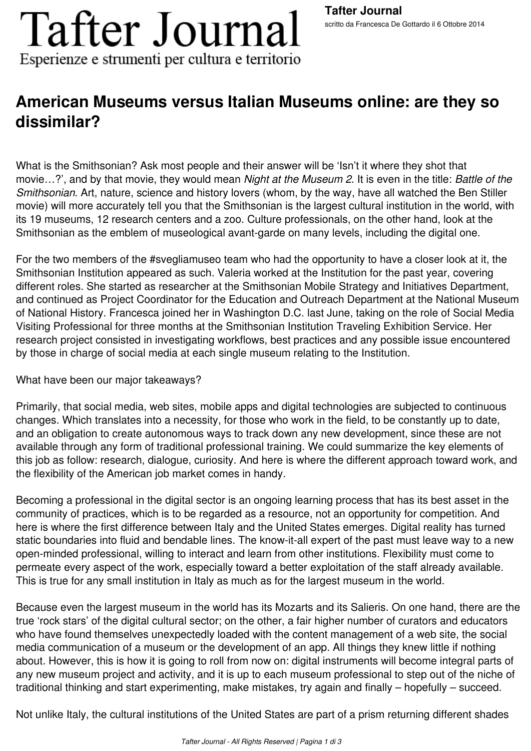# American Museums versus Italian Museums online: are they so dissimilar?

What is the Smithsonian? Ask most people and their answer will be 'Isn't it where they shot that movie…?', and by that movie, they would mean *Night at the Museum 2*. It is even in the title: *Battle of the Smithsonian*. Art, nature, science and history lovers (whom, by the way, have all watched the Ben Stiller movie) will more accurately tell you that the Smithsonian is the largest cultural institution in the world, with its 19 museums, 12 research centers and a zoo. Culture professionals, on the other hand, look at the Smithsonian as the emblem of museological avant-garde on many levels, including the digital one.

For the two members of the #svegliamuseo team who had the opportunity to have a closer look at it, the Smithsonian Institution appeared as such. Valeria worked at the Institution for the past year, covering different roles. She started as researcher at the Smithsonian Mobile Strategy and Initiatives Department, and continued as Project Coordinator for the Education and Outreach Department at the National Museum of National History. Francesca joined her in Washington D.C. last June, taking on the role of Social Media Visiting Professional for three months at the Smithsonian Institution Traveling Exhibition Service. Her research project consisted in investigating workflows, best practices and any possible issue encountered by those in charge of social media at each single museum relating to the Institution.

What have been our major takeaways?

Primarily, that social media, web sites, mobile apps and digital technologies are subjected to continuous changes. Which translates into a necessity, for those who work in the field, to be constantly up to date, and an obligation to create autonomous ways to track down any new development, since these are not available through any form of traditional professional training. We could summarize the key elements of this job as follow: research, dialogue, curiosity. And here is where the different approach toward work, and the flexibility of the American job market comes in handy.

Becoming a professional in the digital sector is an ongoing learning process that has its best asset in the community of practices, which is to be regarded as a resource, not an opportunity for competition. And here is where the first difference between Italy and the United States emerges. Digital reality has turned static boundaries into fluid and bendable lines. The know-it-all expert of the past must leave way to a new open-minded professional, willing to interact and learn from other institutions. Flexibility must come to permeate every aspect of the work, especially toward a better exploitation of the staff already available. This is true for any small institution in Italy as much as for the largest museum in the world.

Because even the largest museum in the world has its Mozarts and its Salieris. On one hand, there are the true 'rock stars' of the digital cultural sector; on the other, a fair higher number of curators and educators who have found themselves unexpectedly loaded with the content management of a web site, the social media communication of a museum or the development of an app. All things they knew little if nothing about. However, this is how it is going to roll from now on: digital instruments will become integral parts of any new museum project and activity, and it is up to each museum professional to step out of the niche of traditional thinking and start experimenting, make mistakes, try again and finally – hopefully – succeed.

Not unlike Italy, the cultural institutions of the United States are part of a prism returning different shades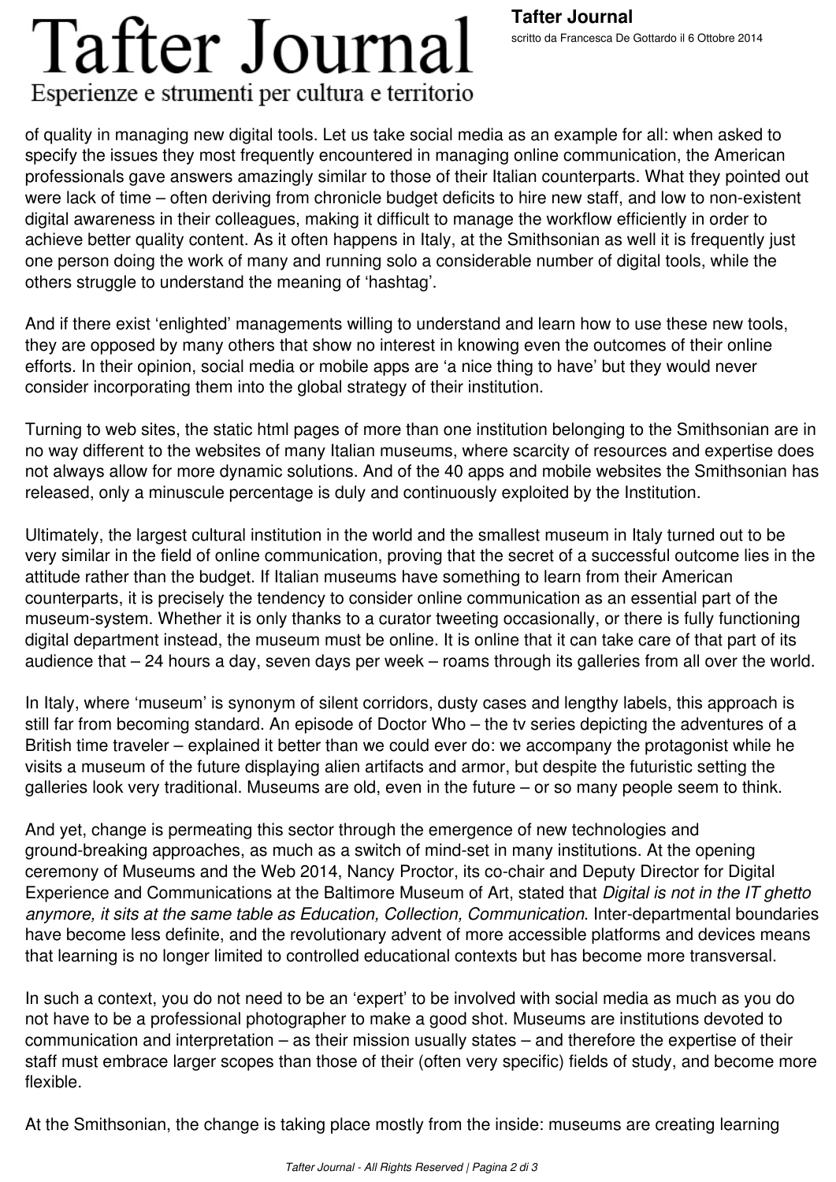of quality in managing new digital tools. Let us take social media as an example for all: when asked to specify the issues they most frequently encountered in managing online communication, the American professionals gave answers amazingly similar to those of their Italian counterparts. What they pointed out were lack of time – often deriving from chronicle budget deficits to hire new staff, and low to non-existent digital awareness in their colleagues, making it difficult to manage the workflow efficiently in order to achieve better quality content. As it often happens in Italy, at the Smithsonian as well it is frequently just one person doing the work of many and running solo a considerable number of digital tools, while the others struggle to understand the meaning of 'hashtag'.

And if there exist 'enlighted' managements willing to understand and learn how to use these new tools, they are opposed by many others that show no interest in knowing even the outcomes of their online efforts. In their opinion, social media or mobile apps are 'a nice thing to have' but they would never consider incorporating them into the global strategy of their institution.

Turning to web sites, the static html pages of more than one institution belonging to the Smithsonian are in no way different to the websites of many Italian museums, where scarcity of resources and expertise does not always allow for more dynamic solutions. And of the 40 apps and mobile websites the Smithsonian has released, only a minuscule percentage is duly and continuously exploited by the Institution.

Ultimately, the largest cultural institution in the world and the smallest museum in Italy turned out to be very similar in the field of online communication, proving that the secret of a successful outcome lies in the attitude rather than the budget. If Italian museums have something to learn from their American counterparts, it is precisely the tendency to consider online communication as an essential part of the museum-system. Whether it is only thanks to a curator tweeting occasionally, or there is fully functioning digital department instead, the museum must be online. It is online that it can take care of that part of its audience that – 24 hours a day, seven days per week – roams through its galleries from all over the world.

In Italy, where 'museum' is synonym of silent corridors, dusty cases and lengthy labels, this approach is still far from becoming standard. An episode of Doctor Who – the tv series depicting the adventures of a British time traveler – explained it better than we could ever do: we accompany the protagonist while he visits a museum of the future displaying alien artifacts and armor, but despite the futuristic setting the galleries look very traditional. Museums are old, even in the future – or so many people seem to think.

And yet, change is permeating this sector through the emergence of new technologies and ground-breaking approaches, as much as a switch of mind-set in many institutions. At the opening ceremony of Museums and the Web 2014, Nancy Proctor, its co-chair and Deputy Director for Digital Experience and Communications at the Baltimore Museum of Art, stated that *Digital is not in the IT ghetto anymore, it sits at the same table as Education, Collection, Communication*. Inter-departmental boundaries have become less definite, and the revolutionary advent of more accessible platforms and devices means that learning is no longer limited to controlled educational contexts but has become more transversal.

In such a context, you do not need to be an 'expert' to be involved with social media as much as you do not have to be a professional photographer to make a good shot. Museums are institutions devoted to communication and interpretation – as their mission usually states – and therefore the expertise of their staff must embrace larger scopes than those of their (often very specific) fields of study, and become more flexible.

At the Smithsonian, the change is taking place mostly from the inside: museums are creating learning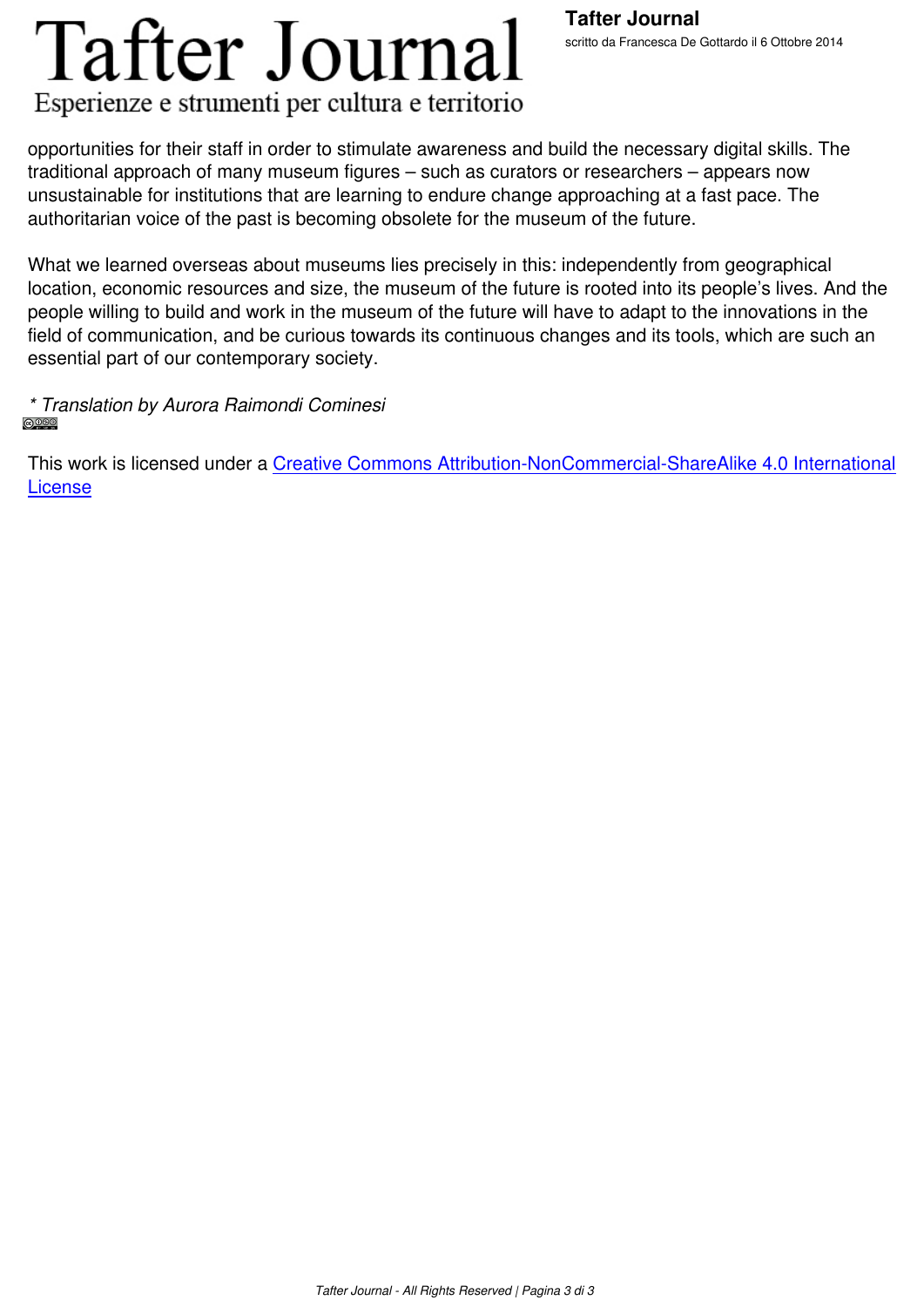opportunities for their staff in order to stimulate awareness and build the necessary digital skills. The traditional approach of many museum figures – such as curators or researchers – appears now unsustainable for institutions that are learning to endure change approaching at a fast pace. The authoritarian voice of the past is becoming obsolete for the museum of the future.

What we learned overseas about museums lies precisely in this: independently from geographical location, economic resources and size, the museum of the future is rooted into its people's lives. And the people willing to build and work in the museum of the future will have to adapt to the innovations in the field of communication, and be curious towards its continuous changes and its tools, which are such an essential part of our contemporary society.

*\* Translation by Aurora Raimondi Cominesi*

This work is licensed under a [Creative Commons Attribution-NonCommercial-ShareAlike 4.0 International License]